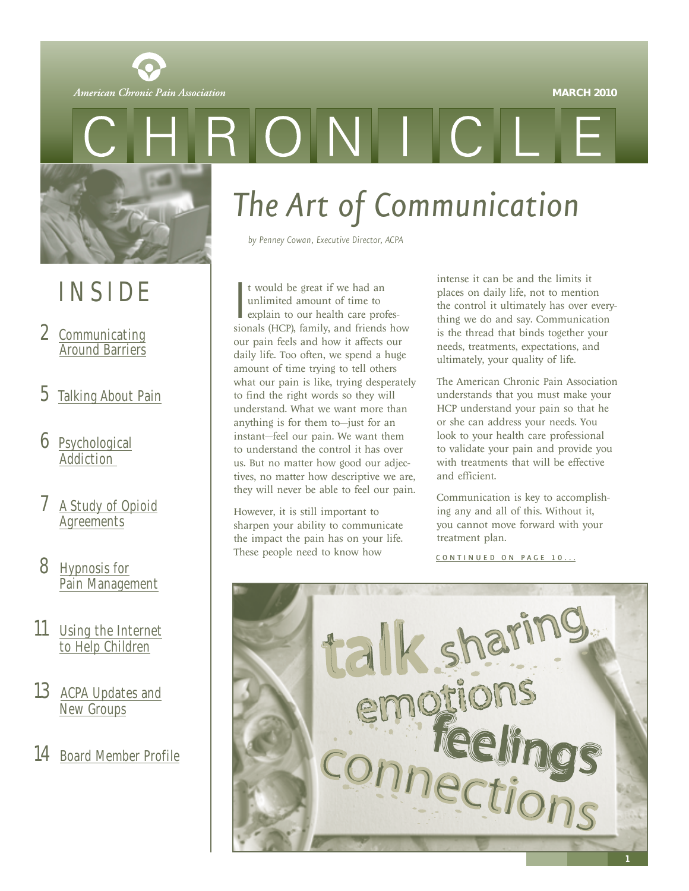American Chronic Pain Association

MARCH 2010

# CHRONICLE

## INSIDE

- 2 Communicating Around Barriers
- 5 Talking About Pain
- 6 Psychological Addiction
- 7 A Study of Opioid Agreements
- 8 Hypnosis for Pain Management
- 11 Using the Internet to Help Children
- 13 ACPA Updates and New Groups
- 14 Board Member Profile

# The Art of Communication

*by Penney Cowan, Executive Director, ACPA*

It would be great if we had an unlimited amount of time to explain to our health care professionals (HCP), family, and friends how our pain feels and how it affects our daily life. Too often, we spend a huge amount of time trying to tell others what our pain is like, trying desperately to find the right words so they will understand. What we want more than anything is for them to—just for an instant—feel our pain. We want them to understand the control it has over us. But no matter how good our adjectives, no matter how descriptive we are, they will never be able to feel our pain.

However, it is still important to sharpen your ability to communicate the impact the pain has on your life. These people need to know how intense it can be and the limits it places on daily life, not to mention the control it ultimately has over everything we do and say. Communication is the thread that binds together your needs, treatments, expectations, and ultimately, your quality of life.

The American Chronic Pain Association understands that you must make your HCP understand your pain so that he or she can address your needs. You look to your health care professional to validate your pain and provide you with treatments that will be effective and efficient.

Communication is key to accomplishing any and all of this. Without it, you cannot move forward with your treatment plan.

CONTINUED ON PAGE 10...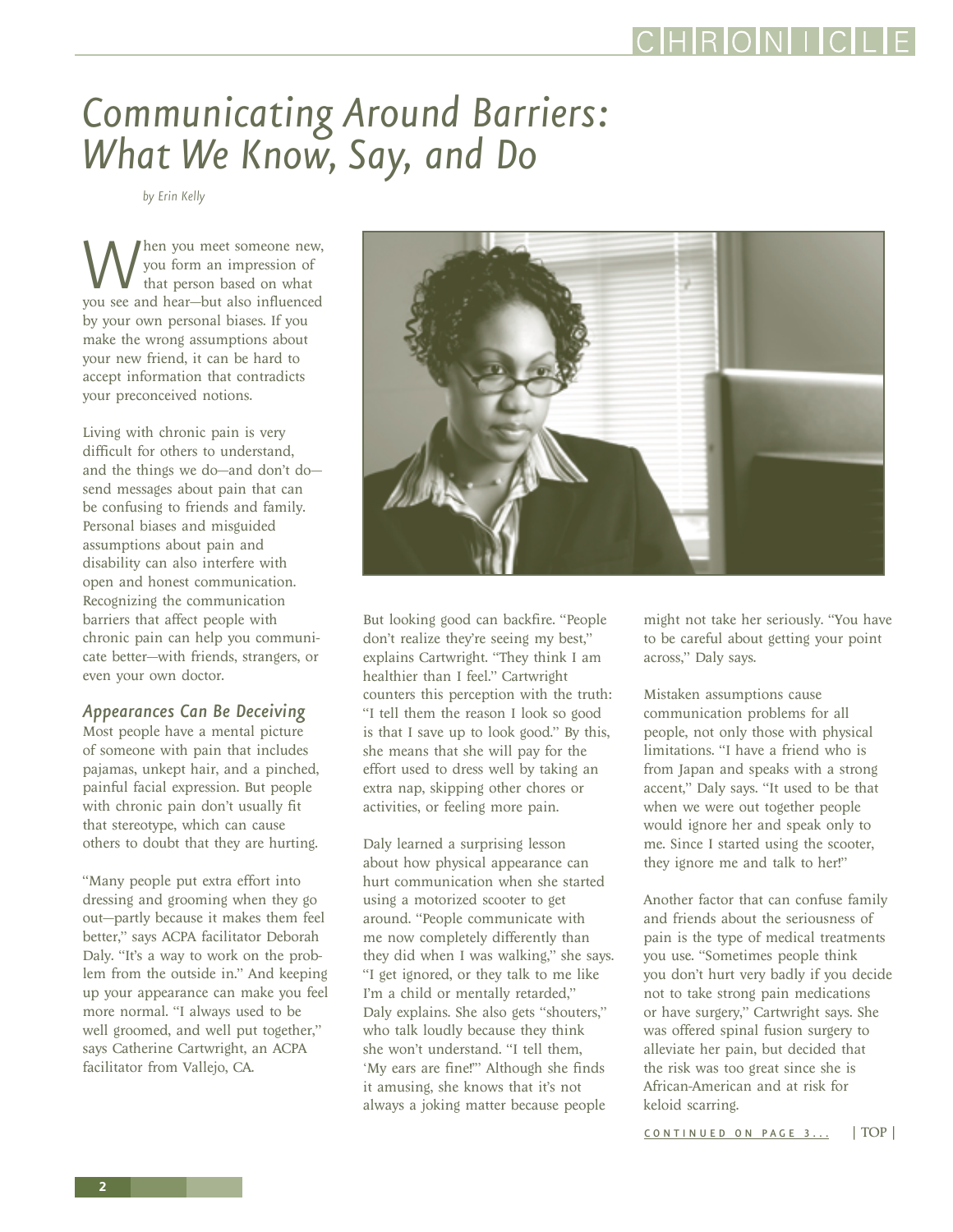# Communicating Around Barriers: What We Know, Say, and Do

*by Erin Kelly*

When you meet someone new, you form an impression of that person based on what you see and hear—but also influenced by your own personal biases. If you make the wrong assumptions about your new friend, it can be hard to accept information that contradicts your preconceived notions.

Living with chronic pain is very difficult for others to understand, and the things we do—and don't do—send messages about pain that can be confusing to friends and family. Personal biases and misguided assumptions about pain and disability can also interfere with open and honest communication. Recognizing the communication barriers that affect people with chronic pain can help you communicate better—with friends, strangers, or even your own doctor.

## Appearances Can Be Deceiving

Most people have a mental picture of someone with pain that includes pajamas, unkept hair, and a pinched, painful facial expression. But people with chronic pain don't usually fit that stereotype, which can cause others to doubt that they are hurting.

"Many people put extra effort into dressing and grooming when they go out—partly because it makes them feel better," says ACPA facilitator Deborah Daly. "It's a way to work on the problem from the outside in." And keeping up your appearance can make you feel more normal. "I always used to be well groomed, and well put together," says Catherine Cartwright, an ACPA facilitator from Vallejo, CA.

But looking good can backfire. "People don't realize they're seeing my best," explains Cartwright. "They think I am healthier than I feel." Cartwright counters this perception with the truth: "I tell them the reason I look so good is that I save up to look good." By this, she means that she will pay for the effort used to dress well by taking an extra nap, skipping other chores or activities, or feeling more pain.

Daly learned a surprising lesson about how physical appearance can hurt communication when she started using a motorized scooter to get around. "People communicate with me now completely differently than they did when I was walking," she says. "I get ignored, or they talk to me like I'm a child or mentally retarded," Daly explains. She also gets "shouters," who talk loudly because they think she won't understand. "I tell them, 'My ears are fine!'" Although she finds it amusing, she knows that it's not always a joking matter because people might not take her seriously. "You have to be careful about getting your point across," Daly says.

Mistaken assumptions cause communication problems for all people, not only those with physical limitations. "I have a friend who is from Japan and speaks with a strong accent," Daly says. "It used to be that when we were out together people would ignore her and speak only to me. Since I started using the scooter, they ignore me and talk to her!"

Another factor that can confuse family and friends about the seriousness of pain is the type of medical treatments you use. "Sometimes people think you don't hurt very badly if you decide not to take strong pain medications or have surgery," Cartwright says. She was offered spinal fusion surgery to alleviate her pain, but decided that the risk was too great since she is African-American and at risk for keloid scarring.

CONTINUED ON PAGE 3...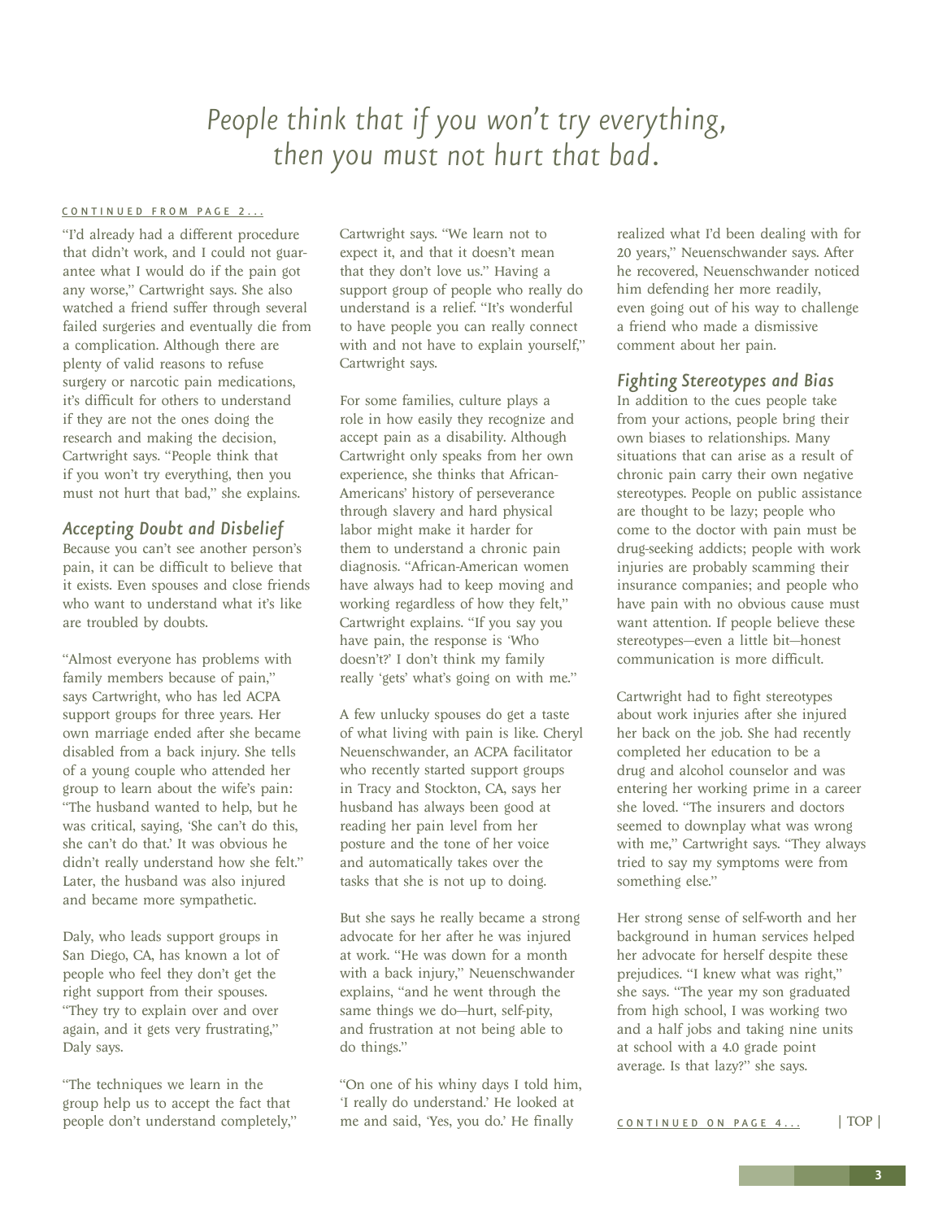*People think that if you won't try everything, then you must not hurt that bad.*

CONTINUED FROM PAGE 2...

"I'd already had a different procedure that didn't work, and I could not guarantee what I would do if the pain got any worse," Cartwright says. She also watched a friend suffer through several failed surgeries and eventually die from a complication. Although there are plenty of valid reasons to refuse surgery or narcotic pain medications, it's difficult for others to understand if they are not the ones doing the research and making the decision, Cartwright says. "People think that if you won't try everything, then you must not hurt that bad," she explains.

### *Accepting Doubt and Disbelief*

Because you can't see another person's pain, it can be difficult to believe that it exists. Even spouses and close friends who want to understand what it's like are troubled by doubts.

"Almost everyone has problems with family members because of pain," says Cartwright, who has led ACPA support groups for three years. Her own marriage ended after she became disabled from a back injury. She tells of a young couple who attended her group to learn about the wife's pain: "The husband wanted to help, but he was critical, saying, 'She can't do this, she can't do that.' It was obvious he didn't really understand how she felt." Later, the husband was also injured and became more sympathetic.

Daly, who leads support groups in San Diego, CA, has known a lot of people who feel they don't get the right support from their spouses. "They try to explain over and over again, and it gets very frustrating," Daly says.

"The techniques we learn in the group help us to accept the fact that people don't understand completely," Cartwright says. "We learn not to expect it, and that it doesn't mean that they don't love us." Having a support group of people who really do understand is a relief. "It's wonderful to have people you can really connect with and not have to explain yourself," Cartwright says.

For some families, culture plays a role in how easily they recognize and accept pain as a disability. Although Cartwright only speaks from her own experience, she thinks that African-Americans' history of perseverance through slavery and hard physical labor might make it harder for them to understand a chronic pain diagnosis. "African-American women have always had to keep moving and working regardless of how they felt," Cartwright explains. "If you say you have pain, the response is 'Who doesn't?' I don't think my family really 'gets' what's going on with me."

A few unlucky spouses do get a taste of what living with pain is like. Cheryl Neuenschwander, an ACPA facilitator who recently started support groups in Tracy and Stockton, CA, says her husband has always been good at reading her pain level from her posture and the tone of her voice and automatically takes over the tasks that she is not up to doing.

But she says he really became a strong advocate for her after he was injured at work. "He was down for a month with a back injury," Neuenschwander explains, "and he went through the same things we do—hurt, self-pity, and frustration at not being able to do things."

"On one of his whiny days I told him, 'I really do understand.' He looked at me and said, 'Yes, you do.' He finally realized what I'd been dealing with for 20 years," Neuenschwander says. After he recovered, Neuenschwander noticed him defending her more readily, even going out of his way to challenge a friend who made a dismissive comment about her pain.

### *Fighting Stereotypes and Bias*

In addition to the cues people take from your actions, people bring their own biases to relationships. Many situations that can arise as a result of chronic pain carry their own negative stereotypes. People on public assistance are thought to be lazy; people who come to the doctor with pain must be drug-seeking addicts; people with work injuries are probably scamming their insurance companies; and people who have pain with no obvious cause must want attention. If people believe these stereotypes—even a little bit—honest communication is more difficult.

Cartwright had to fight stereotypes about work injuries after she injured her back on the job. She had recently completed her education to be a drug and alcohol counselor and was entering her working prime in a career she loved. "The insurers and doctors seemed to downplay what was wrong with me," Cartwright says. "They always tried to say my symptoms were from something else."

Her strong sense of self-worth and her background in human services helped her advocate for herself despite these prejudices. "I knew what was right," she says. "The year my son graduated from high school, I was working two and a half jobs and taking nine units at school with a 4.0 grade point average. Is that lazy?" she says.

CONTINUED ON PAGE 4...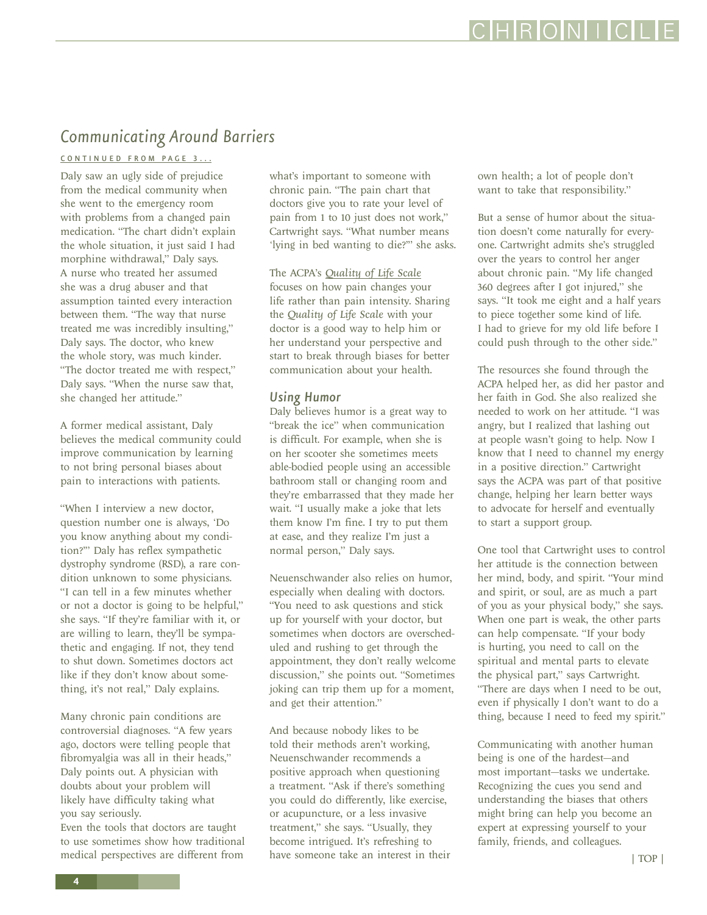## *Communicating Around Barriers*

CONTINUED FROM PAGE 3...

Daly saw an ugly side of prejudice from the medical community when she went to the emergency room with problems from a changed pain medication. "The chart didn't explain the whole situation, it just said I had morphine withdrawal," Daly says. A nurse who treated her assumed she was a drug abuser and that assumption tainted every interaction between them. "The way that nurse treated me was incredibly insulting," Daly says. The doctor, who knew the whole story, was much kinder. "The doctor treated me with respect," Daly says. "When the nurse saw that, she changed her attitude."

A former medical assistant, Daly believes the medical community could improve communication by learning to not bring personal biases about pain to interactions with patients.

"When I interview a new doctor, question number one is always, 'Do you know anything about my condition?'" Daly has reflex sympathetic dystrophy syndrome (RSD), a rare condition unknown to some physicians. "I can tell in a few minutes whether or not a doctor is going to be helpful," she says. "If they're familiar with it, or are willing to learn, they'll be sympathetic and engaging. If not, they tend to shut down. Sometimes doctors act like if they don't know about something, it's not real," Daly explains.

Many chronic pain conditions are controversial diagnoses. "A few years ago, doctors were telling people that fibromyalgia was all in their heads," Daly points out. A physician with doubts about your problem will likely have difficulty taking what you say seriously.
Even the tools that doctors are taught to use sometimes show how traditional medical perspectives are different from what's important to someone with chronic pain. "The pain chart that doctors give you to rate your level of pain from 1 to 10 just does not work," Cartwright says. "What number means 'lying in bed wanting to die?'" she asks.

The ACPA's *Quality of Life Scale* focuses on how pain changes your life rather than pain intensity. Sharing the *Quality of Life Scale* with your doctor is a good way to help him or her understand your perspective and start to break through biases for better communication about your health.

### *Using Humor*

Daly believes humor is a great way to "break the ice" when communication is difficult. For example, when she is on her scooter she sometimes meets able-bodied people using an accessible bathroom stall or changing room and they're embarrassed that they made her wait. "I usually make a joke that lets them know I'm fine. I try to put them at ease, and they realize I'm just a normal person," Daly says.

Neuenschwander also relies on humor, especially when dealing with doctors. "You need to ask questions and stick up for yourself with your doctor, but sometimes when doctors are overscheduled and rushing to get through the appointment, they don't really welcome discussion," she points out. "Sometimes joking can trip them up for a moment, and get their attention."

And because nobody likes to be told their methods aren't working, Neuenschwander recommends a positive approach when questioning a treatment. "Ask if there's something you could do differently, like exercise, or acupuncture, or a less invasive treatment," she says. "Usually, they become intrigued. It's refreshing to have someone take an interest in their own health; a lot of people don't want to take that responsibility."

But a sense of humor about the situation doesn't come naturally for everyone. Cartwright admits she's struggled over the years to control her anger about chronic pain. "My life changed 360 degrees after I got injured," she says. "It took me eight and a half years to piece together some kind of life. I had to grieve for my old life before I could push through to the other side."

The resources she found through the ACPA helped her, as did her pastor and her faith in God. She also realized she needed to work on her attitude. "I was angry, but I realized that lashing out at people wasn't going to help. Now I know that I need to channel my energy in a positive direction." Cartwright says the ACPA was part of that positive change, helping her learn better ways to advocate for herself and eventually to start a support group.

One tool that Cartwright uses to control her attitude is the connection between her mind, body, and spirit. "Your mind and spirit, or soul, are as much a part of you as your physical body," she says. When one part is weak, the other parts can help compensate. "If your body is hurting, you need to call on the spiritual and mental parts to elevate the physical part," says Cartwright. "There are days when I need to be out, even if physically I don't want to do a thing, because I need to feed my spirit."

Communicating with another human being is one of the hardest—and most important—tasks we undertake. Recognizing the cues you send and understanding the biases that others might bring can help you become an expert at expressing yourself to your family, friends, and colleagues.

| TOP |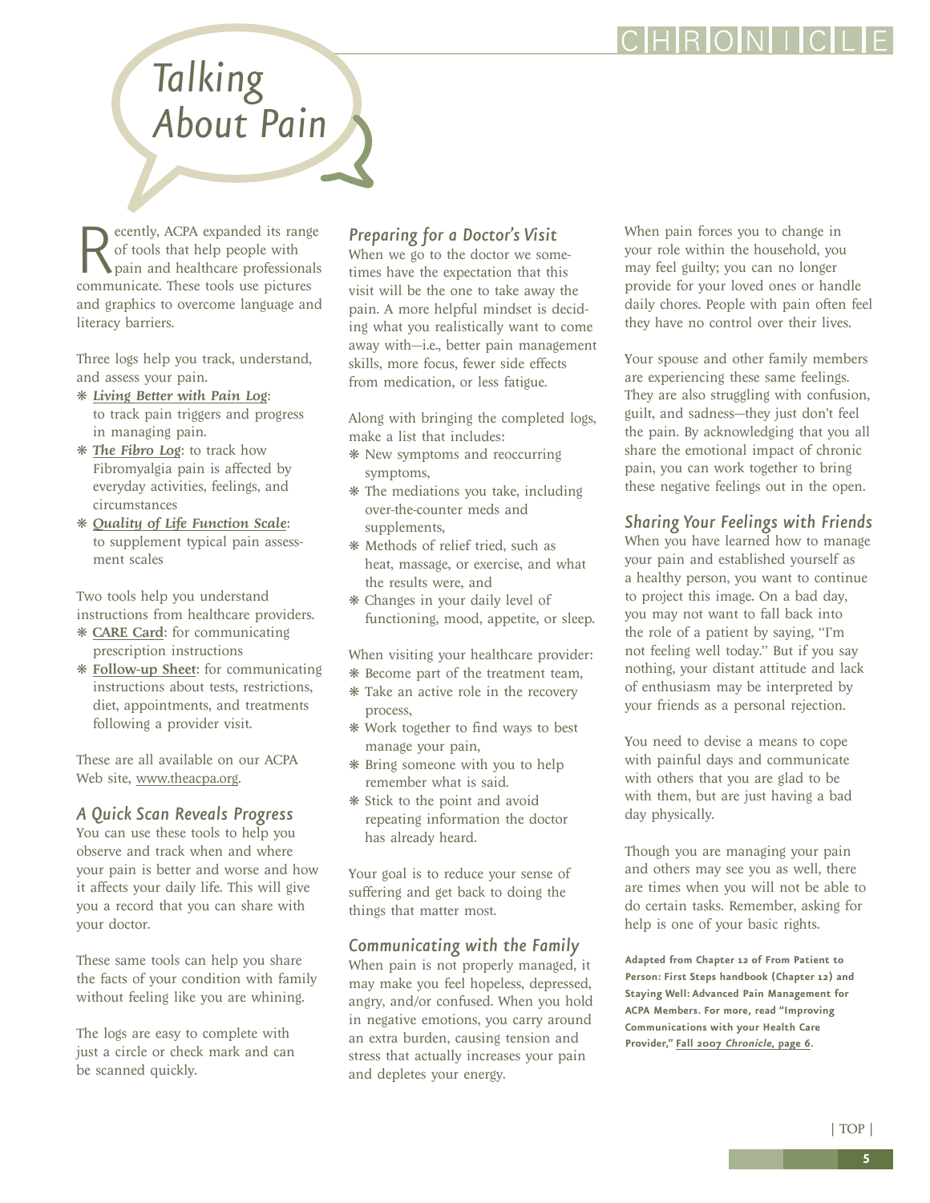# Talking About Pain

Recently, ACPA expanded its range of tools that help people with pain and healthcare professionals communicate. These tools use pictures and graphics to overcome language and literacy barriers.

Three logs help you track, understand, and assess your pain.

- ***Living Better with Pain Log***: to track pain triggers and progress in managing pain.
- ***The Fibro Log***: to track how Fibromyalgia pain is affected by everyday activities, feelings, and circumstances
- ***Quality of Life Function Scale***: to supplement typical pain assessment scales

Two tools help you understand instructions from healthcare providers.

- **CARE Card**: for communicating prescription instructions
- **Follow-up Sheet**: for communicating instructions about tests, restrictions, diet, appointments, and treatments following a provider visit.

These are all available on our ACPA Web site, www.theacpa.org.

## *A Quick Scan Reveals Progress*

You can use these tools to help you observe and track when and where your pain is better and worse and how it affects your daily life. This will give you a record that you can share with your doctor.

These same tools can help you share the facts of your condition with family without feeling like you are whining.

The logs are easy to complete with just a circle or check mark and can be scanned quickly.

## *Preparing for a Doctor's Visit*

When we go to the doctor we sometimes have the expectation that this visit will be the one to take away the pain. A more helpful mindset is deciding what you realistically want to come away with—i.e., better pain management skills, more focus, fewer side effects from medication, or less fatigue.

Along with bringing the completed logs, make a list that includes:

- New symptoms and reoccurring symptoms,
- The mediations you take, including over-the-counter meds and supplements,
- Methods of relief tried, such as heat, massage, or exercise, and what the results were, and
- Changes in your daily level of functioning, mood, appetite, or sleep.

When visiting your healthcare provider:

- Become part of the treatment team,
- Take an active role in the recovery process,
- Work together to find ways to best manage your pain,
- Bring someone with you to help remember what is said.
- Stick to the point and avoid repeating information the doctor has already heard.

Your goal is to reduce your sense of suffering and get back to doing the things that matter most.

## *Communicating with the Family*

When pain is not properly managed, it may make you feel hopeless, depressed, angry, and/or confused. When you hold in negative emotions, you carry around an extra burden, causing tension and stress that actually increases your pain and depletes your energy.

When pain forces you to change in your role within the household, you may feel guilty; you can no longer provide for your loved ones or handle daily chores. People with pain often feel they have no control over their lives.

Your spouse and other family members are experiencing these same feelings. They are also struggling with confusion, guilt, and sadness—they just don't feel the pain. By acknowledging that you all share the emotional impact of chronic pain, you can work together to bring these negative feelings out in the open.

## *Sharing Your Feelings with Friends*

When you have learned how to manage your pain and established yourself as a healthy person, you want to continue to project this image. On a bad day, you may not want to fall back into the role of a patient by saying, "I'm not feeling well today." But if you say nothing, your distant attitude and lack of enthusiasm may be interpreted by your friends as a personal rejection.

You need to devise a means to cope with painful days and communicate with others that you are glad to be with them, but are just having a bad day physically.

Though you are managing your pain and others may see you as well, there are times when you will not be able to do certain tasks. Remember, asking for help is one of your basic rights.

**Adapted from Chapter 12 of From Patient to Person: First Steps handbook (Chapter 12) and Staying Well: Advanced Pain Management for ACPA Members. For more, read "Improving Communications with your Health Care Provider," Fall 2007 *Chronicle*, page 6.**

| TOP |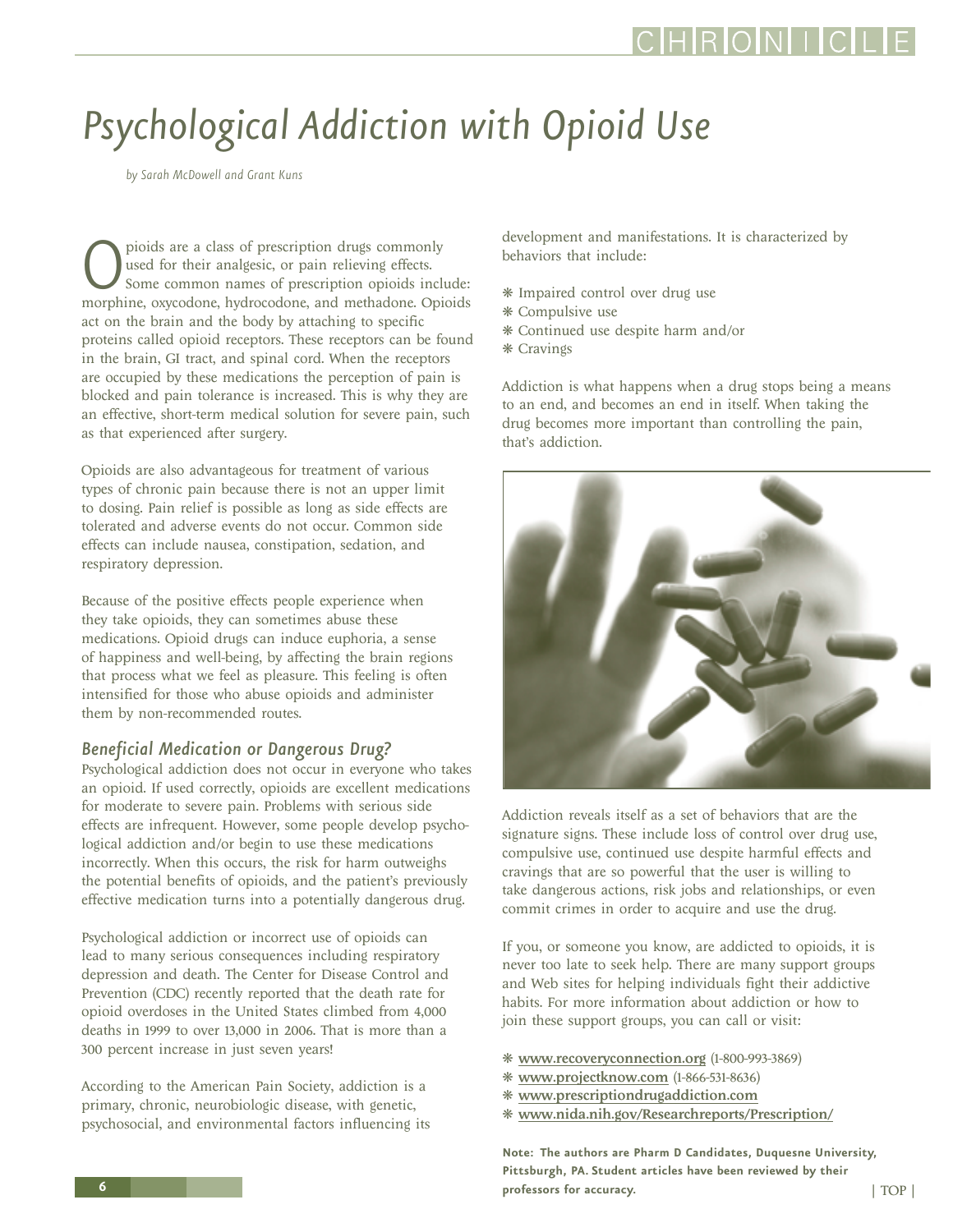# Psychological Addiction with Opioid Use

*by Sarah McDowell and Grant Kuns*

Opioids are a class of prescription drugs commonly used for their analgesic, or pain relieving effects. Some common names of prescription opioids include: morphine, oxycodone, hydrocodone, and methadone. Opioids act on the brain and the body by attaching to specific proteins called opioid receptors. These receptors can be found in the brain, GI tract, and spinal cord. When the receptors are occupied by these medications the perception of pain is blocked and pain tolerance is increased. This is why they are an effective, short-term medical solution for severe pain, such as that experienced after surgery.

Opioids are also advantageous for treatment of various types of chronic pain because there is not an upper limit to dosing. Pain relief is possible as long as side effects are tolerated and adverse events do not occur. Common side effects can include nausea, constipation, sedation, and respiratory depression.

Because of the positive effects people experience when they take opioids, they can sometimes abuse these medications. Opioid drugs can induce euphoria, a sense of happiness and well-being, by affecting the brain regions that process what we feel as pleasure. This feeling is often intensified for those who abuse opioids and administer them by non-recommended routes.

## Beneficial Medication or Dangerous Drug?

Psychological addiction does not occur in everyone who takes an opioid. If used correctly, opioids are excellent medications for moderate to severe pain. Problems with serious side effects are infrequent. However, some people develop psychological addiction and/or begin to use these medications incorrectly. When this occurs, the risk for harm outweighs the potential benefits of opioids, and the patient's previously effective medication turns into a potentially dangerous drug.

Psychological addiction or incorrect use of opioids can lead to many serious consequences including respiratory depression and death. The Center for Disease Control and Prevention (CDC) recently reported that the death rate for opioid overdoses in the United States climbed from 4,000 deaths in 1999 to over 13,000 in 2006. That is more than a 300 percent increase in just seven years!

According to the American Pain Society, addiction is a primary, chronic, neurobiologic disease, with genetic, psychosocial, and environmental factors influencing its development and manifestations. It is characterized by behaviors that include:

- Impaired control over drug use
- Compulsive use
- Continued use despite harm and/or
- Cravings

Addiction is what happens when a drug stops being a means to an end, and becomes an end in itself. When taking the drug becomes more important than controlling the pain, that's addiction.

Addiction reveals itself as a set of behaviors that are the signature signs. These include loss of control over drug use, compulsive use, continued use despite harmful effects and cravings that are so powerful that the user is willing to take dangerous actions, risk jobs and relationships, or even commit crimes in order to acquire and use the drug.

If you, or someone you know, are addicted to opioids, it is never too late to seek help. There are many support groups and Web sites for helping individuals fight their addictive habits. For more information about addiction or how to join these support groups, you can call or visit:

- www.recoveryconnection.org (1-800-993-3869)
- www.projectknow.com (1-866-531-8636)
- www.prescriptiondrugaddiction.com
- www.nida.nih.gov/Researchreports/Prescription/

**Note: The authors are Pharm D Candidates, Duquesne University, Pittsburgh, PA. Student articles have been reviewed by their professors for accuracy.**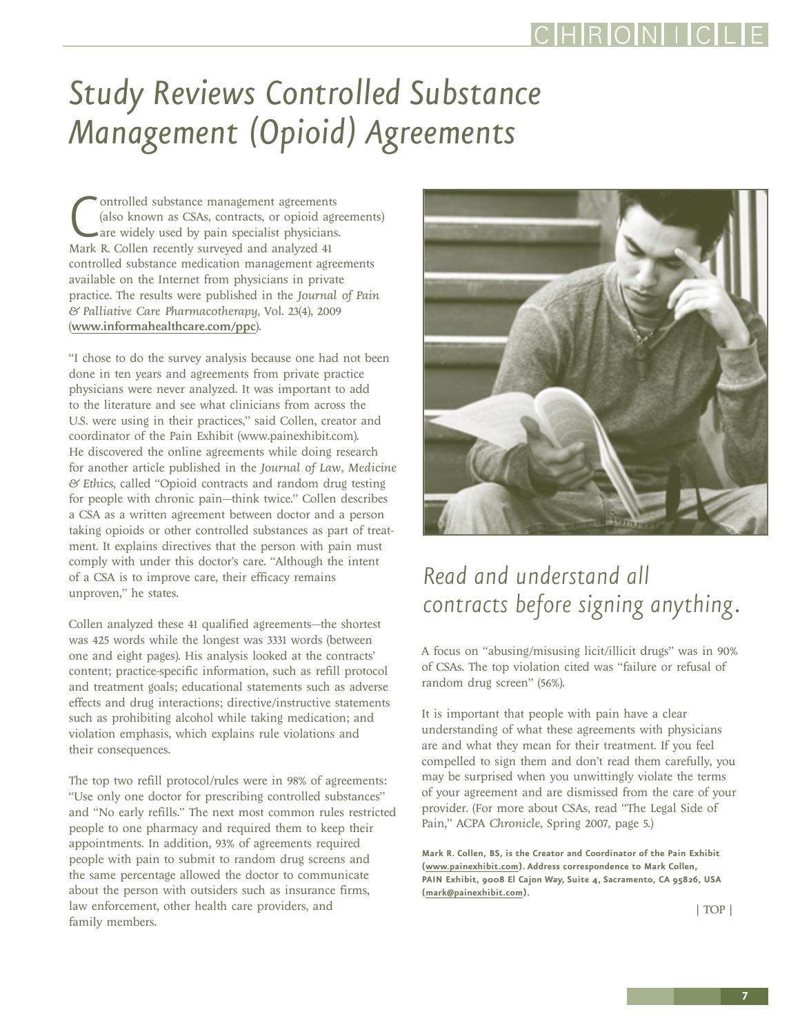# Study Reviews Controlled Substance Management (Opioid) Agreements

Controlled substance management agreements (also known as CSAs, contracts, or opioid agreements) are widely used by pain specialist physicians. Mark R. Collen recently surveyed and analyzed 41 controlled substance medication management agreements available on the Internet from physicians in private practice. The results were published in the *Journal of Pain & Palliative Care Pharmacotherapy*, Vol. 23(4), 2009 (**www.informahealthcare.com/ppc**).

"I chose to do the survey analysis because one had not been done in ten years and agreements from private practice physicians were never analyzed. It was important to add to the literature and see what clinicians from across the U.S. were using in their practices," said Collen, creator and coordinator of the Pain Exhibit (www.painexhibit.com). He discovered the online agreements while doing research for another article published in the *Journal of Law, Medicine & Ethics*, called "Opioid contracts and random drug testing for people with chronic pain—think twice." Collen describes a CSA as a written agreement between doctor and a person taking opioids or other controlled substances as part of treatment. It explains directives that the person with pain must comply with under this doctor's care. "Although the intent of a CSA is to improve care, their efficacy remains unproven," he states.

Collen analyzed these 41 qualified agreements—the shortest was 425 words while the longest was 3331 words (between one and eight pages). His analysis looked at the contracts' content; practice-specific information, such as refill protocol and treatment goals; educational statements such as adverse effects and drug interactions; directive/instructive statements such as prohibiting alcohol while taking medication; and violation emphasis, which explains rule violations and their consequences.

The top two refill protocol/rules were in 98% of agreements: "Use only one doctor for prescribing controlled substances" and "No early refills." The next most common rules restricted people to one pharmacy and required them to keep their appointments. In addition, 93% of agreements required people with pain to submit to random drug screens and the same percentage allowed the doctor to communicate about the person with outsiders such as insurance firms, law enforcement, other health care providers, and family members.

*Read and understand all contracts before signing anything.*

A focus on "abusing/misusing licit/illicit drugs" was in 90% of CSAs. The top violation cited was "failure or refusal of random drug screen" (56%).

It is important that people with pain have a clear understanding of what these agreements with physicians are and what they mean for their treatment. If you feel compelled to sign them and don't read them carefully, you may be surprised when you unwittingly violate the terms of your agreement and are dismissed from the care of your provider. (For more about CSAs, read "The Legal Side of Pain," ACPA *Chronicle*, Spring 2007, page 5.)

**Mark R. Collen, BS, is the Creator and Coordinator of the Pain Exhibit (www.painexhibit.com). Address correspondence to Mark Collen, PAIN Exhibit, 9008 El Cajon Way, Suite 4, Sacramento, CA 95826, USA (mark@painexhibit.com).**

| TOP |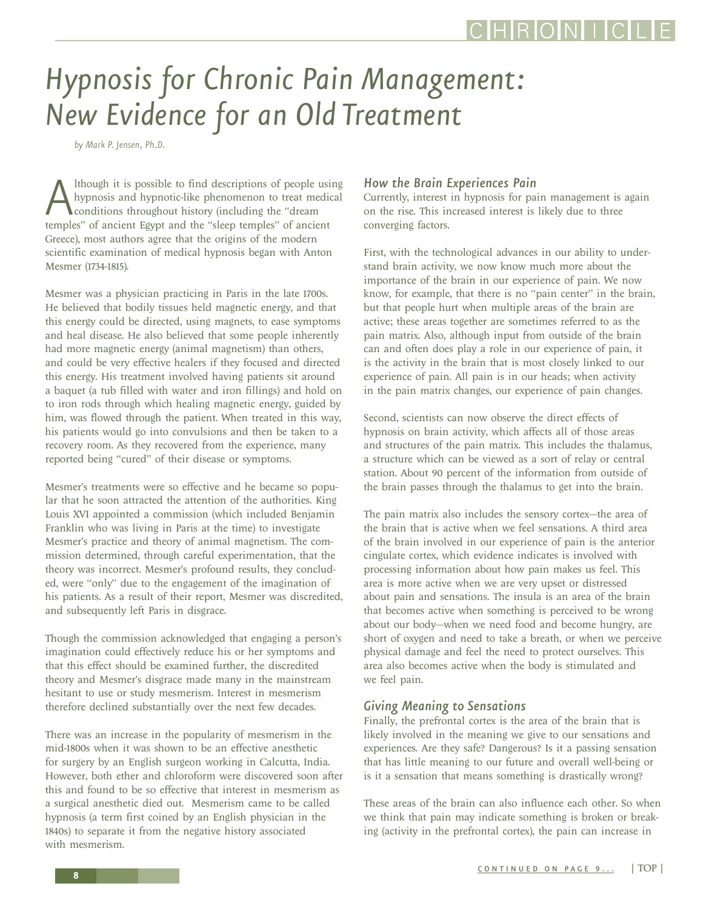# Hypnosis for Chronic Pain Management: New Evidence for an Old Treatment

*by Mark P. Jensen, Ph.D.*

Although it is possible to find descriptions of people using hypnosis and hypnotic-like phenomenon to treat medical conditions throughout history (including the "dream temples" of ancient Egypt and the "sleep temples" of ancient Greece), most authors agree that the origins of the modern scientific examination of medical hypnosis began with Anton Mesmer (1734-1815).

Mesmer was a physician practicing in Paris in the late 1700s. He believed that bodily tissues held magnetic energy, and that this energy could be directed, using magnets, to ease symptoms and heal disease. He also believed that some people inherently had more magnetic energy (animal magnetism) than others, and could be very effective healers if they focused and directed this energy. His treatment involved having patients sit around a baquet (a tub filled with water and iron fillings) and hold on to iron rods through which healing magnetic energy, guided by him, was flowed through the patient. When treated in this way, his patients would go into convulsions and then be taken to a recovery room. As they recovered from the experience, many reported being "cured" of their disease or symptoms.

Mesmer's treatments were so effective and he became so popular that he soon attracted the attention of the authorities. King Louis XVI appointed a commission (which included Benjamin Franklin who was living in Paris at the time) to investigate Mesmer's practice and theory of animal magnetism. The commission determined, through careful experimentation, that the theory was incorrect. Mesmer's profound results, they concluded, were "only" due to the engagement of the imagination of his patients. As a result of their report, Mesmer was discredited, and subsequently left Paris in disgrace.

Though the commission acknowledged that engaging a person's imagination could effectively reduce his or her symptoms and that this effect should be examined further, the discredited theory and Mesmer's disgrace made many in the mainstream hesitant to use or study mesmerism. Interest in mesmerism therefore declined substantially over the next few decades.

There was an increase in the popularity of mesmerism in the mid-1800s when it was shown to be an effective anesthetic for surgery by an English surgeon working in Calcutta, India. However, both ether and chloroform were discovered soon after this and found to be so effective that interest in mesmerism as a surgical anesthetic died out. Mesmerism came to be called hypnosis (a term first coined by an English physician in the 1840s) to separate it from the negative history associated with mesmerism.

## How the Brain Experiences Pain

Currently, interest in hypnosis for pain management is again on the rise. This increased interest is likely due to three converging factors.

First, with the technological advances in our ability to understand brain activity, we now know much more about the importance of the brain in our experience of pain. We now know, for example, that there is no "pain center" in the brain, but that people hurt when multiple areas of the brain are active; these areas together are sometimes referred to as the pain matrix. Also, although input from outside of the brain can and often does play a role in our experience of pain, it is the activity in the brain that is most closely linked to our experience of pain. All pain is in our heads; when activity in the pain matrix changes, our experience of pain changes.

Second, scientists can now observe the direct effects of hypnosis on brain activity, which affects all of those areas and structures of the pain matrix. This includes the thalamus, a structure which can be viewed as a sort of relay or central station. About 90 percent of the information from outside of the brain passes through the thalamus to get into the brain.

The pain matrix also includes the sensory cortex—the area of the brain that is active when we feel sensations. A third area of the brain involved in our experience of pain is the anterior cingulate cortex, which evidence indicates is involved with processing information about how pain makes us feel. This area is more active when we are very upset or distressed about pain and sensations. The insula is an area of the brain that becomes active when something is perceived to be wrong about our body—when we need food and become hungry, are short of oxygen and need to take a breath, or when we perceive physical damage and feel the need to protect ourselves. This area also becomes active when the body is stimulated and we feel pain.

## Giving Meaning to Sensations

Finally, the prefrontal cortex is the area of the brain that is likely involved in the meaning we give to our sensations and experiences. Are they safe? Dangerous? Is it a passing sensation that has little meaning to our future and overall well-being or is it a sensation that means something is drastically wrong?

These areas of the brain can also influence each other. So when we think that pain may indicate something is broken or breaking (activity in the prefrontal cortex), the pain can increase in

CONTINUED ON PAGE 9...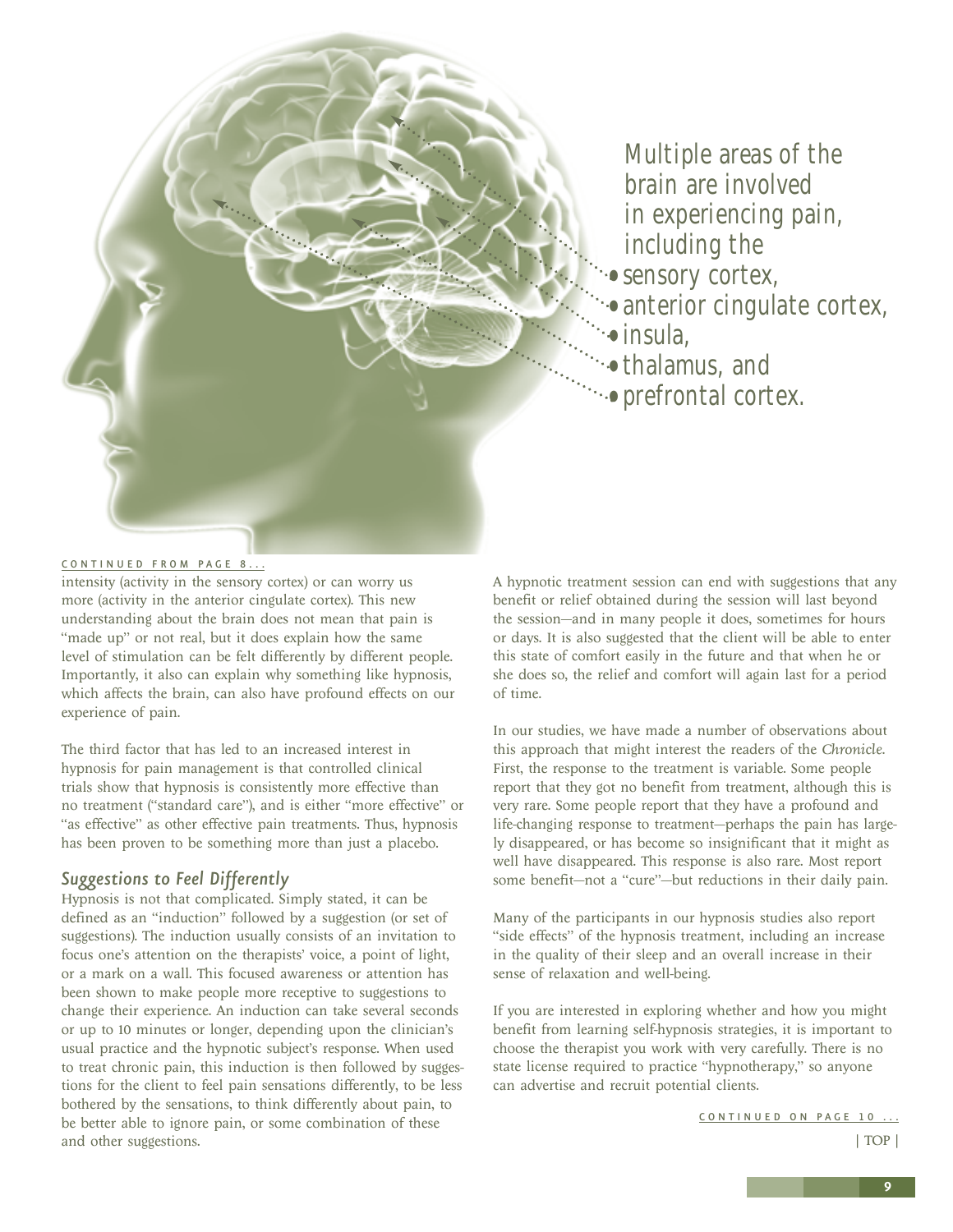Multiple areas of the brain are involved in experiencing pain, including the

- sensory cortex,
- anterior cingulate cortex,
- insula,
- thalamus, and
- prefrontal cortex.

CONTINUED FROM PAGE 8...

intensity (activity in the sensory cortex) or can worry us more (activity in the anterior cingulate cortex). This new understanding about the brain does not mean that pain is "made up" or not real, but it does explain how the same level of stimulation can be felt differently by different people. Importantly, it also can explain why something like hypnosis, which affects the brain, can also have profound effects on our experience of pain.

The third factor that has led to an increased interest in hypnosis for pain management is that controlled clinical trials show that hypnosis is consistently more effective than no treatment ("standard care"), and is either "more effective" or "as effective" as other effective pain treatments. Thus, hypnosis has been proven to be something more than just a placebo.

### *Suggestions to Feel Differently*

Hypnosis is not that complicated. Simply stated, it can be defined as an "induction" followed by a suggestion (or set of suggestions). The induction usually consists of an invitation to focus one's attention on the therapists' voice, a point of light, or a mark on a wall. This focused awareness or attention has been shown to make people more receptive to suggestions to change their experience. An induction can take several seconds or up to 10 minutes or longer, depending upon the clinician's usual practice and the hypnotic subject's response. When used to treat chronic pain, this induction is then followed by suggestions for the client to feel pain sensations differently, to be less bothered by the sensations, to think differently about pain, to be better able to ignore pain, or some combination of these and other suggestions.

A hypnotic treatment session can end with suggestions that any benefit or relief obtained during the session will last beyond the session—and in many people it does, sometimes for hours or days. It is also suggested that the client will be able to enter this state of comfort easily in the future and that when he or she does so, the relief and comfort will again last for a period of time.

In our studies, we have made a number of observations about this approach that might interest the readers of the *Chronicle*. First, the response to the treatment is variable. Some people report that they got no benefit from treatment, although this is very rare. Some people report that they have a profound and life-changing response to treatment—perhaps the pain has largely disappeared, or has become so insignificant that it might as well have disappeared. This response is also rare. Most report some benefit—not a "cure"—but reductions in their daily pain.

Many of the participants in our hypnosis studies also report "side effects" of the hypnosis treatment, including an increase in the quality of their sleep and an overall increase in their sense of relaxation and well-being.

If you are interested in exploring whether and how you might benefit from learning self-hypnosis strategies, it is important to choose the therapist you work with very carefully. There is no state license required to practice "hypnotherapy," so anyone can advertise and recruit potential clients.

CONTINUED ON PAGE 10 ...

| TOP |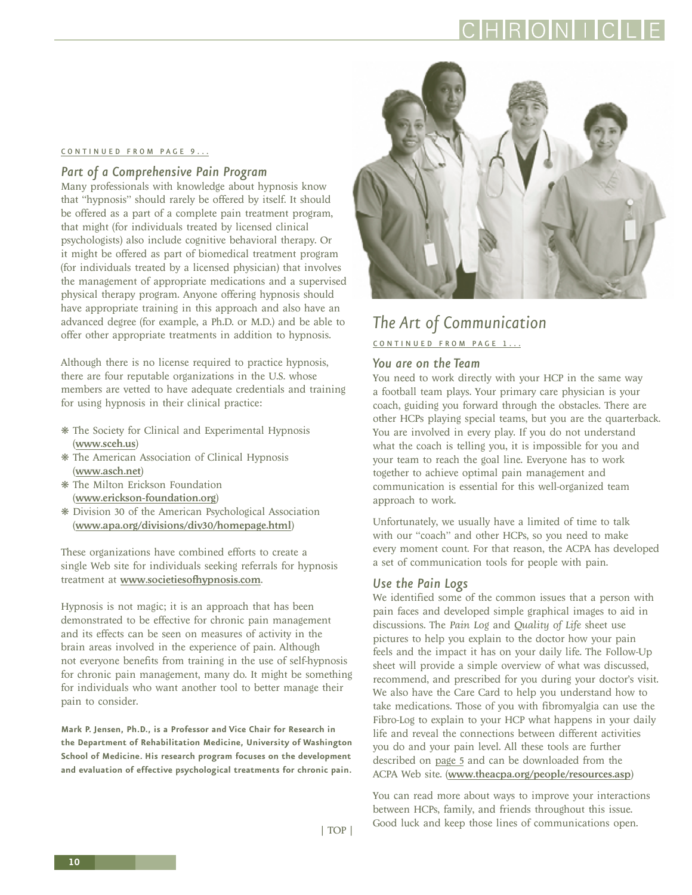CONTINUED FROM PAGE 9...

### *Part of a Comprehensive Pain Program*

Many professionals with knowledge about hypnosis know that "hypnosis" should rarely be offered by itself. It should be offered as a part of a complete pain treatment program, that might (for individuals treated by licensed clinical psychologists) also include cognitive behavioral therapy. Or it might be offered as part of biomedical treatment program (for individuals treated by a licensed physician) that involves the management of appropriate medications and a supervised physical therapy program. Anyone offering hypnosis should have appropriate training in this approach and also have an advanced degree (for example, a Ph.D. or M.D.) and be able to offer other appropriate treatments in addition to hypnosis.

Although there is no license required to practice hypnosis, there are four reputable organizations in the U.S. whose members are vetted to have adequate credentials and training for using hypnosis in their clinical practice:

- The Society for Clinical and Experimental Hypnosis (**www.sceh.us**)
- The American Association of Clinical Hypnosis (**www.asch.net**)
- The Milton Erickson Foundation (**www.erickson-foundation.org**)
- Division 30 of the American Psychological Association (**www.apa.org/divisions/div30/homepage.html**)

These organizations have combined efforts to create a single Web site for individuals seeking referrals for hypnosis treatment at **www.societiesofhypnosis.com**.

Hypnosis is not magic; it is an approach that has been demonstrated to be effective for chronic pain management and its effects can be seen on measures of activity in the brain areas involved in the experience of pain. Although not everyone benefits from training in the use of self-hypnosis for chronic pain management, many do. It might be something for individuals who want another tool to better manage their pain to consider.

**Mark P. Jensen, Ph.D., is a Professor and Vice Chair for Research in the Department of Rehabilitation Medicine, University of Washington School of Medicine. His research program focuses on the development and evaluation of effective psychological treatments for chronic pain.**

| TOP |

## *The Art of Communication*

CONTINUED FROM PAGE 1...

### *You are on the Team*

You need to work directly with your HCP in the same way a football team plays. Your primary care physician is your coach, guiding you forward through the obstacles. There are other HCPs playing special teams, but you are the quarterback. You are involved in every play. If you do not understand what the coach is telling you, it is impossible for you and your team to reach the goal line. Everyone has to work together to achieve optimal pain management and communication is essential for this well-organized team approach to work.

Unfortunately, we usually have a limited of time to talk with our "coach" and other HCPs, so you need to make every moment count. For that reason, the ACPA has developed a set of communication tools for people with pain.

### *Use the Pain Logs*

We identified some of the common issues that a person with pain faces and developed simple graphical images to aid in discussions. The *Pain Log* and *Quality of Life* sheet use pictures to help you explain to the doctor how your pain feels and the impact it has on your daily life. The Follow-Up sheet will provide a simple overview of what was discussed, recommend, and prescribed for you during your doctor's visit. We also have the Care Card to help you understand how to take medications. Those of you with fibromyalgia can use the Fibro-Log to explain to your HCP what happens in your daily life and reveal the connections between different activities you do and your pain level. All these tools are further described on page 5 and can be downloaded from the ACPA Web site. (**www.theacpa.org/people/resources.asp**)

You can read more about ways to improve your interactions between HCPs, family, and friends throughout this issue. Good luck and keep those lines of communications open.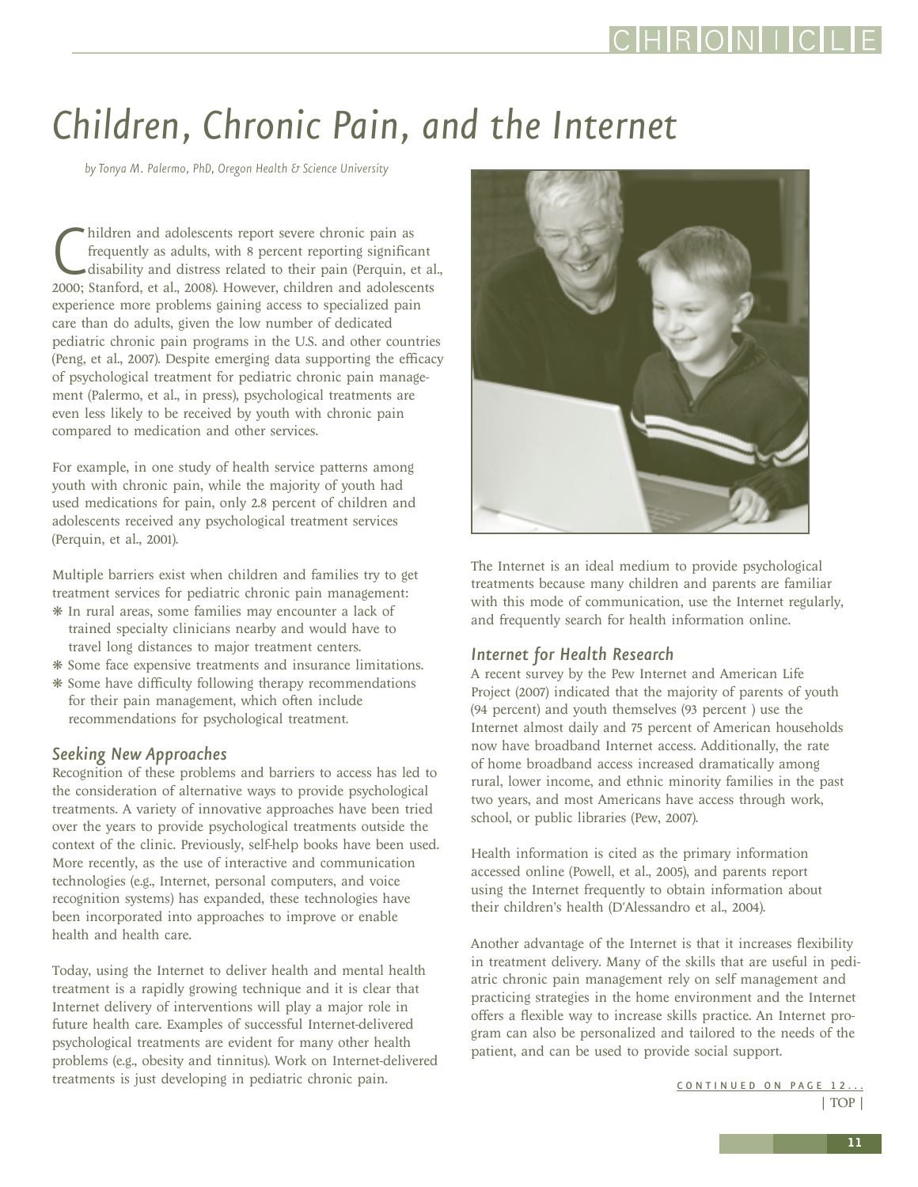# Children, Chronic Pain, and the Internet

*by Tonya M. Palermo, PhD, Oregon Health & Science University*

Children and adolescents report severe chronic pain as frequently as adults, with 8 percent reporting significant disability and distress related to their pain (Perquin, et al., 2000; Stanford, et al., 2008). However, children and adolescents experience more problems gaining access to specialized pain care than do adults, given the low number of dedicated pediatric chronic pain programs in the U.S. and other countries (Peng, et al., 2007). Despite emerging data supporting the efficacy of psychological treatment for pediatric chronic pain management (Palermo, et al., in press), psychological treatments are even less likely to be received by youth with chronic pain compared to medication and other services.

For example, in one study of health service patterns among youth with chronic pain, while the majority of youth had used medications for pain, only 2.8 percent of children and adolescents received any psychological treatment services (Perquin, et al., 2001).

Multiple barriers exist when children and families try to get treatment services for pediatric chronic pain management:

- In rural areas, some families may encounter a lack of trained specialty clinicians nearby and would have to travel long distances to major treatment centers.
- Some face expensive treatments and insurance limitations.
- Some have difficulty following therapy recommendations for their pain management, which often include recommendations for psychological treatment.

## Seeking New Approaches

Recognition of these problems and barriers to access has led to the consideration of alternative ways to provide psychological treatments. A variety of innovative approaches have been tried over the years to provide psychological treatments outside the context of the clinic. Previously, self-help books have been used. More recently, as the use of interactive and communication technologies (e.g., Internet, personal computers, and voice recognition systems) has expanded, these technologies have been incorporated into approaches to improve or enable health and health care.

Today, using the Internet to deliver health and mental health treatment is a rapidly growing technique and it is clear that Internet delivery of interventions will play a major role in future health care. Examples of successful Internet-delivered psychological treatments are evident for many other health problems (e.g., obesity and tinnitus). Work on Internet-delivered treatments is just developing in pediatric chronic pain.

The Internet is an ideal medium to provide psychological treatments because many children and parents are familiar with this mode of communication, use the Internet regularly, and frequently search for health information online.

## Internet for Health Research

A recent survey by the Pew Internet and American Life Project (2007) indicated that the majority of parents of youth (94 percent) and youth themselves (93 percent ) use the Internet almost daily and 75 percent of American households now have broadband Internet access. Additionally, the rate of home broadband access increased dramatically among rural, lower income, and ethnic minority families in the past two years, and most Americans have access through work, school, or public libraries (Pew, 2007).

Health information is cited as the primary information accessed online (Powell, et al., 2005), and parents report using the Internet frequently to obtain information about their children's health (D'Alessandro et al., 2004).

Another advantage of the Internet is that it increases flexibility in treatment delivery. Many of the skills that are useful in pediatric chronic pain management rely on self management and practicing strategies in the home environment and the Internet offers a flexible way to increase skills practice. An Internet program can also be personalized and tailored to the needs of the patient, and can be used to provide social support.

CONTINUED ON PAGE 12...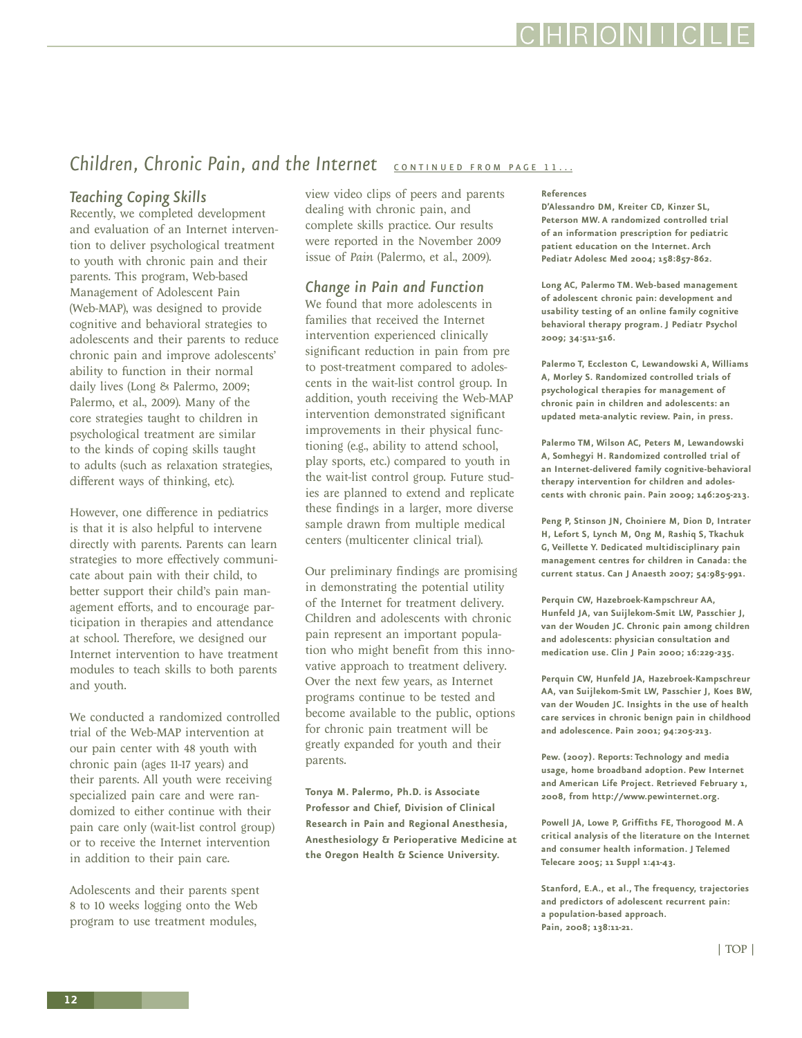## *Children, Chronic Pain, and the Internet* CONTINUED FROM PAGE 11...

### *Teaching Coping Skills*

Recently, we completed development and evaluation of an Internet intervention to deliver psychological treatment to youth with chronic pain and their parents. This program, Web-based Management of Adolescent Pain (Web-MAP), was designed to provide cognitive and behavioral strategies to adolescents and their parents to reduce chronic pain and improve adolescents' ability to function in their normal daily lives (Long & Palermo, 2009; Palermo, et al., 2009). Many of the core strategies taught to children in psychological treatment are similar to the kinds of coping skills taught to adults (such as relaxation strategies, different ways of thinking, etc).

However, one difference in pediatrics is that it is also helpful to intervene directly with parents. Parents can learn strategies to more effectively communicate about pain with their child, to better support their child's pain management efforts, and to encourage participation in therapies and attendance at school. Therefore, we designed our Internet intervention to have treatment modules to teach skills to both parents and youth.

We conducted a randomized controlled trial of the Web-MAP intervention at our pain center with 48 youth with chronic pain (ages 11-17 years) and their parents. All youth were receiving specialized pain care and were randomized to either continue with their pain care only (wait-list control group) or to receive the Internet intervention in addition to their pain care.

Adolescents and their parents spent 8 to 10 weeks logging onto the Web program to use treatment modules, view video clips of peers and parents dealing with chronic pain, and complete skills practice. Our results were reported in the November 2009 issue of *Pain* (Palermo, et al., 2009).

### *Change in Pain and Function*

We found that more adolescents in families that received the Internet intervention experienced clinically significant reduction in pain from pre to post-treatment compared to adolescents in the wait-list control group. In addition, youth receiving the Web-MAP intervention demonstrated significant improvements in their physical functioning (e.g., ability to attend school, play sports, etc.) compared to youth in the wait-list control group. Future studies are planned to extend and replicate these findings in a larger, more diverse sample drawn from multiple medical centers (multicenter clinical trial).

Our preliminary findings are promising in demonstrating the potential utility of the Internet for treatment delivery. Children and adolescents with chronic pain represent an important population who might benefit from this innovative approach to treatment delivery. Over the next few years, as Internet programs continue to be tested and become available to the public, options for chronic pain treatment will be greatly expanded for youth and their parents.

**Tonya M. Palermo, Ph.D. is Associate Professor and Chief, Division of Clinical Research in Pain and Regional Anesthesia, Anesthesiology & Perioperative Medicine at the Oregon Health & Science University.**

**References**

**D'Alessandro DM, Kreiter CD, Kinzer SL, Peterson MW. A randomized controlled trial of an information prescription for pediatric patient education on the Internet. Arch Pediatr Adolesc Med 2004; 158:857-862.**

**Long AC, Palermo TM. Web-based management of adolescent chronic pain: development and usability testing of an online family cognitive behavioral therapy program. J Pediatr Psychol 2009; 34:511-516.**

**Palermo T, Eccleston C, Lewandowski A, Williams A, Morley S. Randomized controlled trials of psychological therapies for management of chronic pain in children and adolescents: an updated meta-analytic review. Pain, in press.**

**Palermo TM, Wilson AC, Peters M, Lewandowski A, Somhegyi H. Randomized controlled trial of an Internet-delivered family cognitive-behavioral therapy intervention for children and adolescents with chronic pain. Pain 2009; 146:205-213.**

**Peng P, Stinson JN, Choiniere M, Dion D, Intrater H, Lefort S, Lynch M, Ong M, Rashiq S, Tkachuk G, Veillette Y. Dedicated multidisciplinary pain management centres for children in Canada: the current status. Can J Anaesth 2007; 54:985-991.**

**Perquin CW, Hazebroek-Kampschreur AA, Hunfeld JA, van Suijlekom-Smit LW, Passchier J, van der Wouden JC. Chronic pain among children and adolescents: physician consultation and medication use. Clin J Pain 2000; 16:229-235.**

**Perquin CW, Hunfeld JA, Hazebroek-Kampschreur AA, van Suijlekom-Smit LW, Passchier J, Koes BW, van der Wouden JC. Insights in the use of health care services in chronic benign pain in childhood and adolescence. Pain 2001; 94:205-213.**

**Pew. (2007). Reports: Technology and media usage, home broadband adoption. Pew Internet and American Life Project. Retrieved February 1, 2008, from http://www.pewinternet.org.**

**Powell JA, Lowe P, Griffiths FE, Thorogood M. A critical analysis of the literature on the Internet and consumer health information. J Telemed Telecare 2005; 11 Suppl 1:41-43.**

**Stanford, E.A., et al., The frequency, trajectories and predictors of adolescent recurrent pain: a population-based approach. Pain, 2008; 138:11-21.**

| TOP |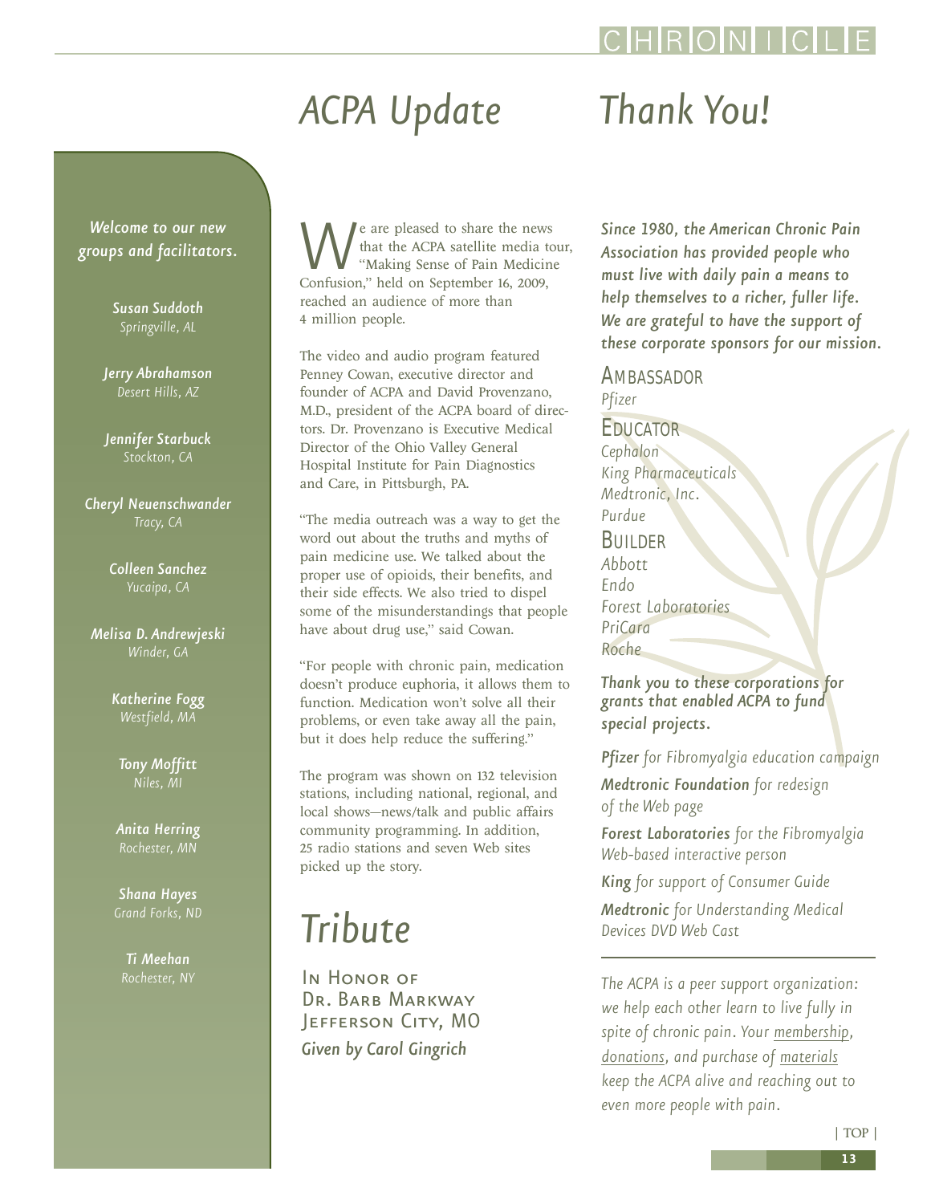*Welcome to our new groups and facilitators.*

***Susan Suddoth***
*Springville, AL*

***Jerry Abrahamson***
*Desert Hills, AZ*

***Jennifer Starbuck***
*Stockton, CA*

***Cheryl Neuenschwander***
*Tracy, CA*

***Colleen Sanchez***
*Yucaipa, CA*

***Melisa D. Andrewjeski***
*Winder, GA*

***Katherine Fogg***
*Westfield, MA*

***Tony Moffitt***
*Niles, MI*

***Anita Herring***
*Rochester, MN*

***Shana Hayes***
*Grand Forks, ND*

***Ti Meehan***
*Rochester, NY*

# ACPA Update

We are pleased to share the news that the ACPA satellite media tour, "Making Sense of Pain Medicine Confusion," held on September 16, 2009, reached an audience of more than 4 million people.

The video and audio program featured Penney Cowan, executive director and founder of ACPA and David Provenzano, M.D., president of the ACPA board of directors. Dr. Provenzano is Executive Medical Director of the Ohio Valley General Hospital Institute for Pain Diagnostics and Care, in Pittsburgh, PA.

"The media outreach was a way to get the word out about the truths and myths of pain medicine use. We talked about the proper use of opioids, their benefits, and their side effects. We also tried to dispel some of the misunderstandings that people have about drug use," said Cowan.

"For people with chronic pain, medication doesn't produce euphoria, it allows them to function. Medication won't solve all their problems, or even take away all the pain, but it does help reduce the suffering."

The program was shown on 132 television stations, including national, regional, and local shows—news/talk and public affairs community programming. In addition, 25 radio stations and seven Web sites picked up the story.

# Tribute

In Honor of
Dr. Barb Markway
Jefferson City, MO
***Given by Carol Gingrich***

# Thank You!

***Since 1980, the American Chronic Pain Association has provided people who must live with daily pain a means to help themselves to a richer, fuller life. We are grateful to have the support of these corporate sponsors for our mission.***

### Ambassador
*Pfizer*

### Educator
*Cephalon*
*King Pharmaceuticals*
*Medtronic, Inc.*
*Purdue*

### Builder
*Abbott*
*Endo*
*Forest Laboratories*
*PriCara*
*Roche*

***Thank you to these corporations for grants that enabled ACPA to fund special projects.***

***Pfizer*** *for Fibromyalgia education campaign*

***Medtronic Foundation*** *for redesign of the Web page*

***Forest Laboratories*** *for the Fibromyalgia Web-based interactive person*

***King*** *for support of Consumer Guide*

***Medtronic*** *for Understanding Medical Devices DVD Web Cast*

---

*The ACPA is a peer support organization: we help each other learn to live fully in spite of chronic pain. Your membership, donations, and purchase of materials keep the ACPA alive and reaching out to even more people with pain.*

| TOP |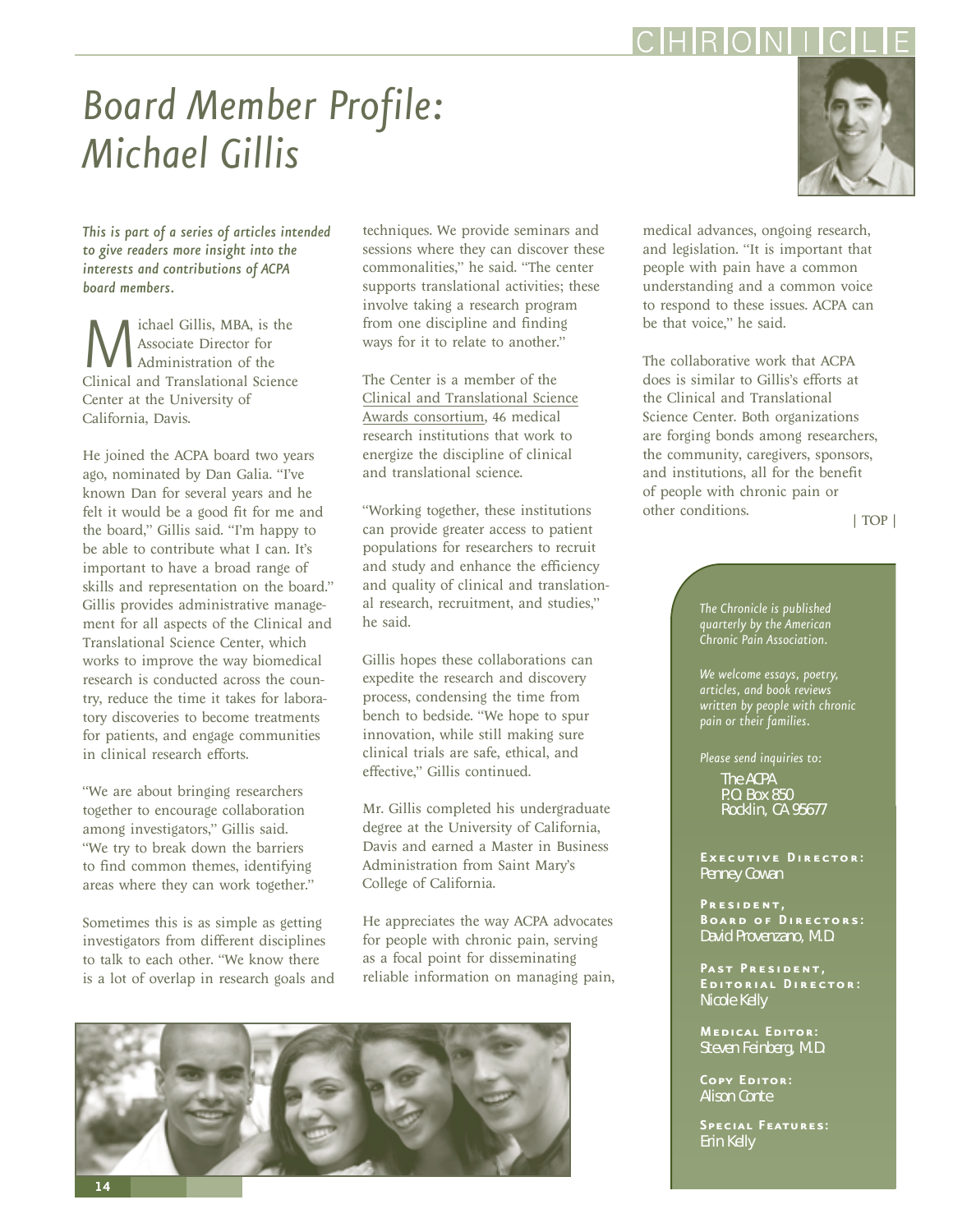# Board Member Profile: Michael Gillis

*This is part of a series of articles intended to give readers more insight into the interests and contributions of ACPA board members.*

Michael Gillis, MBA, is the Associate Director for Administration of the Clinical and Translational Science Center at the University of California, Davis.

He joined the ACPA board two years ago, nominated by Dan Galia. "I've known Dan for several years and he felt it would be a good fit for me and the board," Gillis said. "I'm happy to be able to contribute what I can. It's important to have a broad range of skills and representation on the board." Gillis provides administrative management for all aspects of the Clinical and Translational Science Center, which works to improve the way biomedical research is conducted across the country, reduce the time it takes for laboratory discoveries to become treatments for patients, and engage communities in clinical research efforts.

"We are about bringing researchers together to encourage collaboration among investigators," Gillis said. "We try to break down the barriers to find common themes, identifying areas where they can work together."

Sometimes this is as simple as getting investigators from different disciplines to talk to each other. "We know there is a lot of overlap in research goals and techniques. We provide seminars and sessions where they can discover these commonalities," he said. "The center supports translational activities; these involve taking a research program from one discipline and finding ways for it to relate to another."

The Center is a member of the Clinical and Translational Science Awards consortium, 46 medical research institutions that work to energize the discipline of clinical and translational science.

"Working together, these institutions can provide greater access to patient populations for researchers to recruit and study and enhance the efficiency and quality of clinical and translational research, recruitment, and studies," he said.

Gillis hopes these collaborations can expedite the research and discovery process, condensing the time from bench to bedside. "We hope to spur innovation, while still making sure clinical trials are safe, ethical, and effective," Gillis continued.

Mr. Gillis completed his undergraduate degree at the University of California, Davis and earned a Master in Business Administration from Saint Mary's College of California.

He appreciates the way ACPA advocates for people with chronic pain, serving as a focal point for disseminating reliable information on managing pain, medical advances, ongoing research, and legislation. "It is important that people with pain have a common understanding and a common voice to respond to these issues. ACPA can be that voice," he said.

The collaborative work that ACPA does is similar to Gillis's efforts at the Clinical and Translational Science Center. Both organizations are forging bonds among researchers, the community, caregivers, sponsors, and institutions, all for the benefit of people with chronic pain or other conditions.

| TOP |

*The Chronicle is published quarterly by the American Chronic Pain Association.*

*We welcome essays, poetry, articles, and book reviews written by people with chronic pain or their families.*

*Please send inquiries to:*

The ACPA
P.O. Box 850
Rocklin, CA 95677

**Executive Director:**
Penney Cowan

**President, Board of Directors:**
David Provenzano, M.D.

**Past President, Editorial Director:**
Nicole Kelly

**Medical Editor:**
Steven Feinberg, M.D.

**Copy Editor:**
Alison Conte

**Special Features:**
Erin Kelly